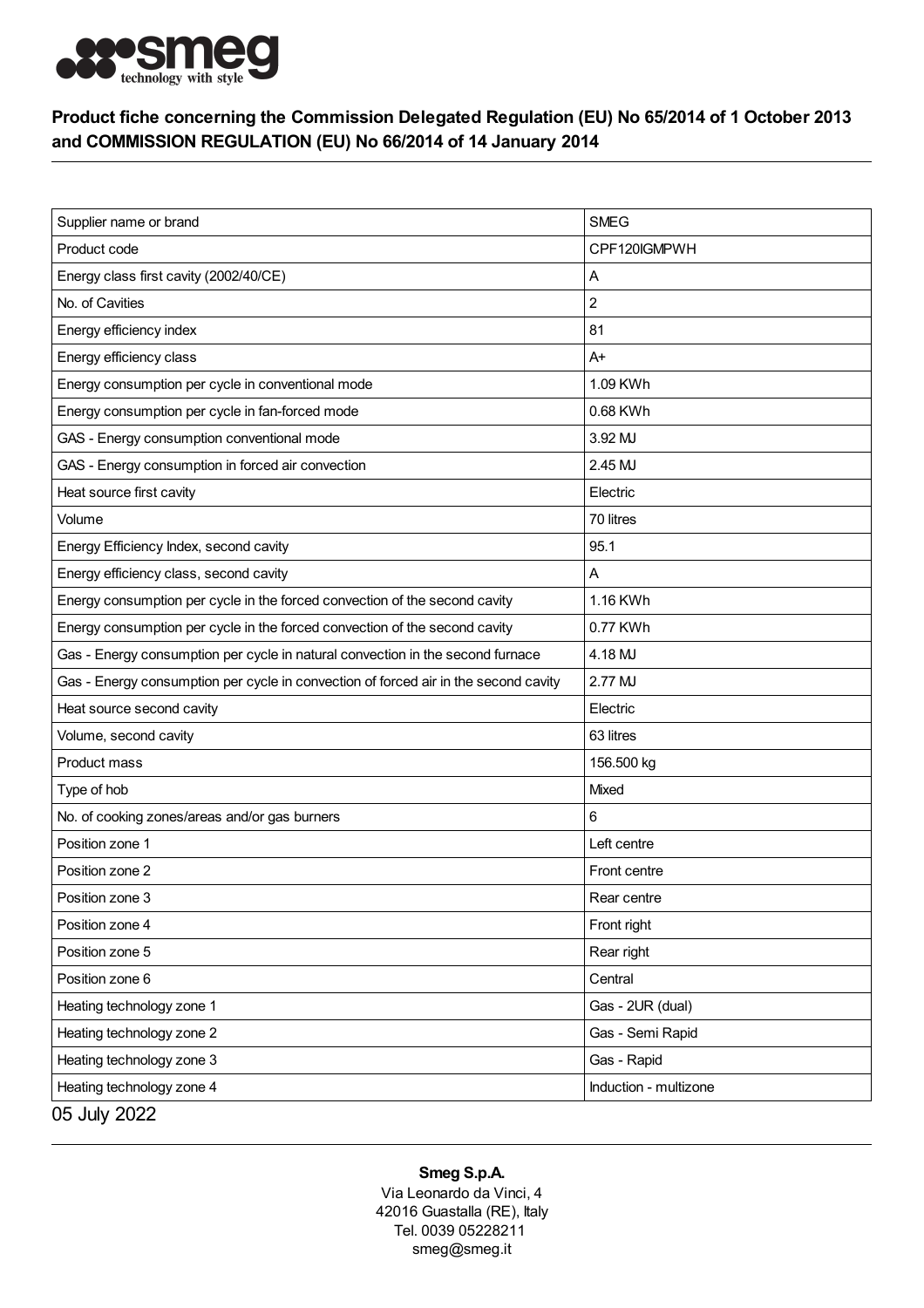## Product fiche concerning the Commission Delegated Regulation (EU) No 65/2014 of 1 October 2013 and COMMISSION REGULATION (EU) No 66/2014 of 14 January 2014

| | |
|---|---|
| Supplier name or brand | SMEG |
| Product code | CPF120IGMPWH |
| Energy class first cavity (2002/40/CE) | A |
| No. of Cavities | 2 |
| Energy efficiency index | 81 |
| Energy efficiency class | A+ |
| Energy consumption per cycle in conventional mode | 1.09 KWh |
| Energy consumption per cycle in fan-forced mode | 0.68 KWh |
| GAS - Energy consumption conventional mode | 3.92 MJ |
| GAS - Energy consumption in forced air convection | 2.45 MJ |
| Heat source first cavity | Electric |
| Volume | 70 litres |
| Energy Efficiency Index, second cavity | 95.1 |
| Energy efficiency class, second cavity | A |
| Energy consumption per cycle in the forced convection of the second cavity | 1.16 KWh |
| Energy consumption per cycle in the forced convection of the second cavity | 0.77 KWh |
| Gas - Energy consumption per cycle in natural convection in the second furnace | 4.18 MJ |
| Gas - Energy consumption per cycle in convection of forced air in the second cavity | 2.77 MJ |
| Heat source second cavity | Electric |
| Volume, second cavity | 63 litres |
| Product mass | 156.500 kg |
| Type of hob | Mixed |
| No. of cooking zones/areas and/or gas burners | 6 |
| Position zone 1 | Left centre |
| Position zone 2 | Front centre |
| Position zone 3 | Rear centre |
| Position zone 4 | Front right |
| Position zone 5 | Rear right |
| Position zone 6 | Central |
| Heating technology zone 1 | Gas - 2UR (dual) |
| Heating technology zone 2 | Gas - Semi Rapid |
| Heating technology zone 3 | Gas - Rapid |
| Heating technology zone 4 | Induction - multizone |

05 July 2022

**Smeg S.p.A.**
Via Leonardo da Vinci, 4
42016 Guastalla (RE), Italy
Tel. 0039 05228211
smeg@smeg.it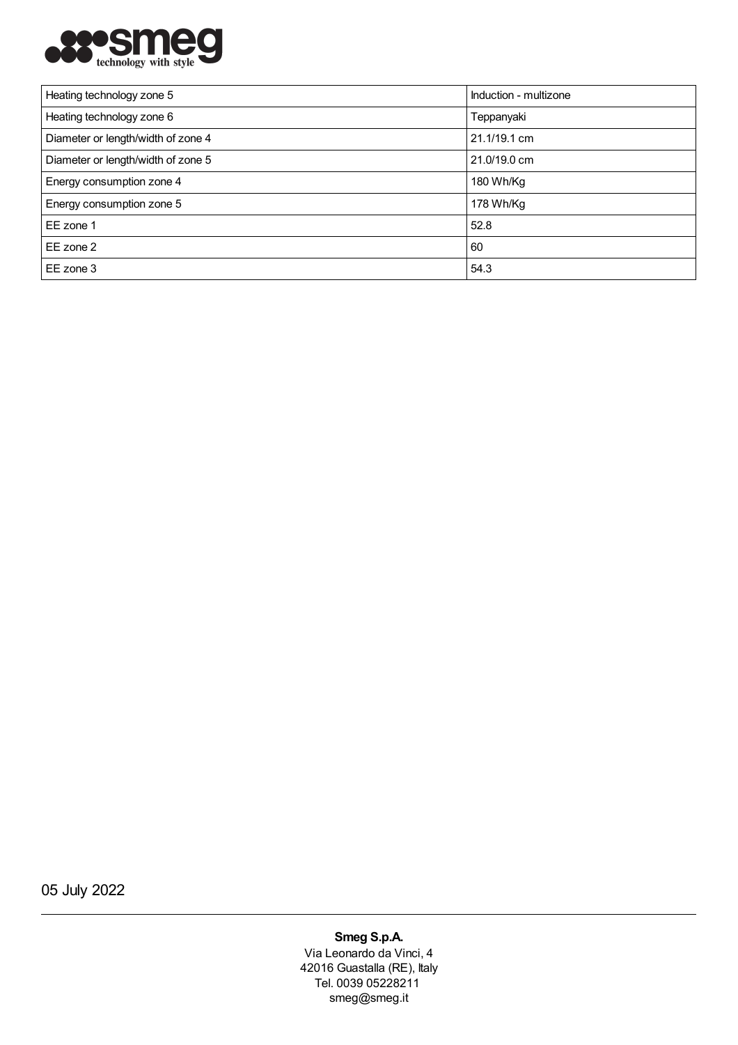| | |
|---|---|
| Heating technology zone 5 | Induction - multizone |
| Heating technology zone 6 | Teppanyaki |
| Diameter or length/width of zone 4 | 21.1/19.1 cm |
| Diameter or length/width of zone 5 | 21.0/19.0 cm |
| Energy consumption zone 4 | 180 Wh/Kg |
| Energy consumption zone 5 | 178 Wh/Kg |
| EE zone 1 | 52.8 |
| EE zone 2 | 60 |
| EE zone 3 | 54.3 |

05 July 2022

**Smeg S.p.A.**
Via Leonardo da Vinci, 4
42016 Guastalla (RE), Italy
Tel. 0039 05228211
smeg@smeg.it